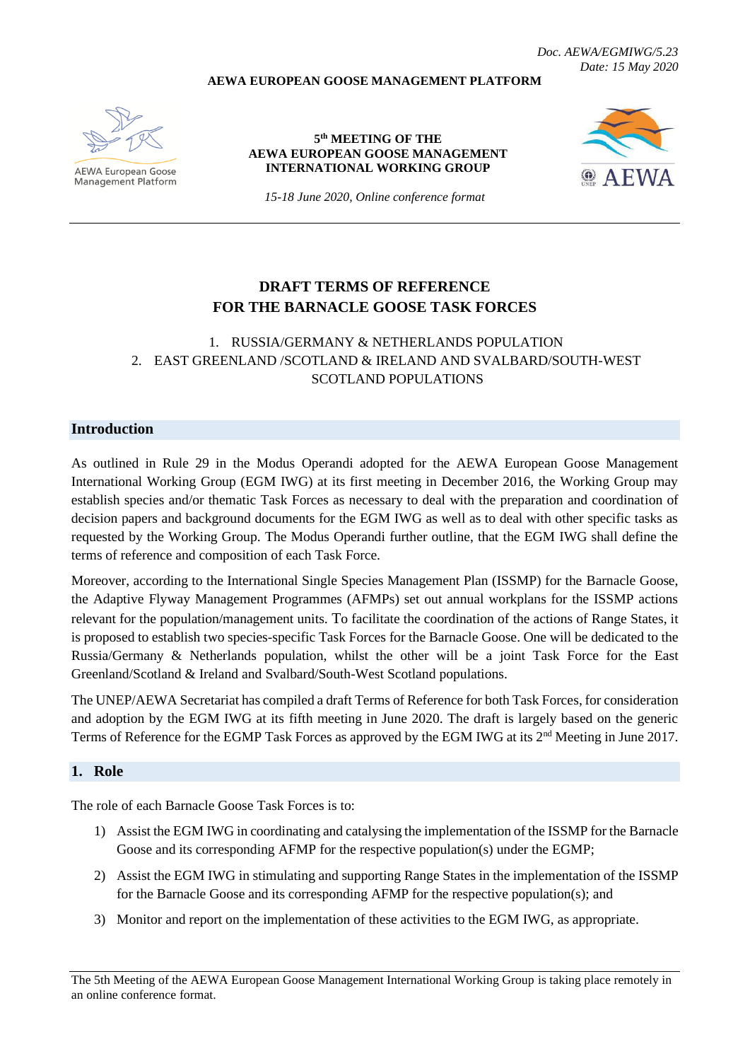*Doc. AEWA/EGMIWG/5.23*
*Date: 15 May 2020*

**AEWA EUROPEAN GOOSE MANAGEMENT PLATFORM**

AEWA European Goose Management Platform

**5th MEETING OF THE**
**AEWA EUROPEAN GOOSE MANAGEMENT**
**INTERNATIONAL WORKING GROUP**

*15-18 June 2020, Online conference format*

AEWA

# DRAFT TERMS OF REFERENCE FOR THE BARNACLE GOOSE TASK FORCES

1. RUSSIA/GERMANY & NETHERLANDS POPULATION
2. EAST GREENLAND /SCOTLAND & IRELAND AND SVALBARD/SOUTH-WEST SCOTLAND POPULATIONS

## Introduction

As outlined in Rule 29 in the Modus Operandi adopted for the AEWA European Goose Management International Working Group (EGM IWG) at its first meeting in December 2016, the Working Group may establish species and/or thematic Task Forces as necessary to deal with the preparation and coordination of decision papers and background documents for the EGM IWG as well as to deal with other specific tasks as requested by the Working Group. The Modus Operandi further outline, that the EGM IWG shall define the terms of reference and composition of each Task Force.

Moreover, according to the International Single Species Management Plan (ISSMP) for the Barnacle Goose, the Adaptive Flyway Management Programmes (AFMPs) set out annual workplans for the ISSMP actions relevant for the population/management units. To facilitate the coordination of the actions of Range States, it is proposed to establish two species-specific Task Forces for the Barnacle Goose. One will be dedicated to the Russia/Germany & Netherlands population, whilst the other will be a joint Task Force for the East Greenland/Scotland & Ireland and Svalbard/South-West Scotland populations.

The UNEP/AEWA Secretariat has compiled a draft Terms of Reference for both Task Forces, for consideration and adoption by the EGM IWG at its fifth meeting in June 2020. The draft is largely based on the generic Terms of Reference for the EGMP Task Forces as approved by the EGM IWG at its 2nd Meeting in June 2017.

## 1. Role

The role of each Barnacle Goose Task Forces is to:

1) Assist the EGM IWG in coordinating and catalysing the implementation of the ISSMP for the Barnacle Goose and its corresponding AFMP for the respective population(s) under the EGMP;
2) Assist the EGM IWG in stimulating and supporting Range States in the implementation of the ISSMP for the Barnacle Goose and its corresponding AFMP for the respective population(s); and
3) Monitor and report on the implementation of these activities to the EGM IWG, as appropriate.

The 5th Meeting of the AEWA European Goose Management International Working Group is taking place remotely in an online conference format.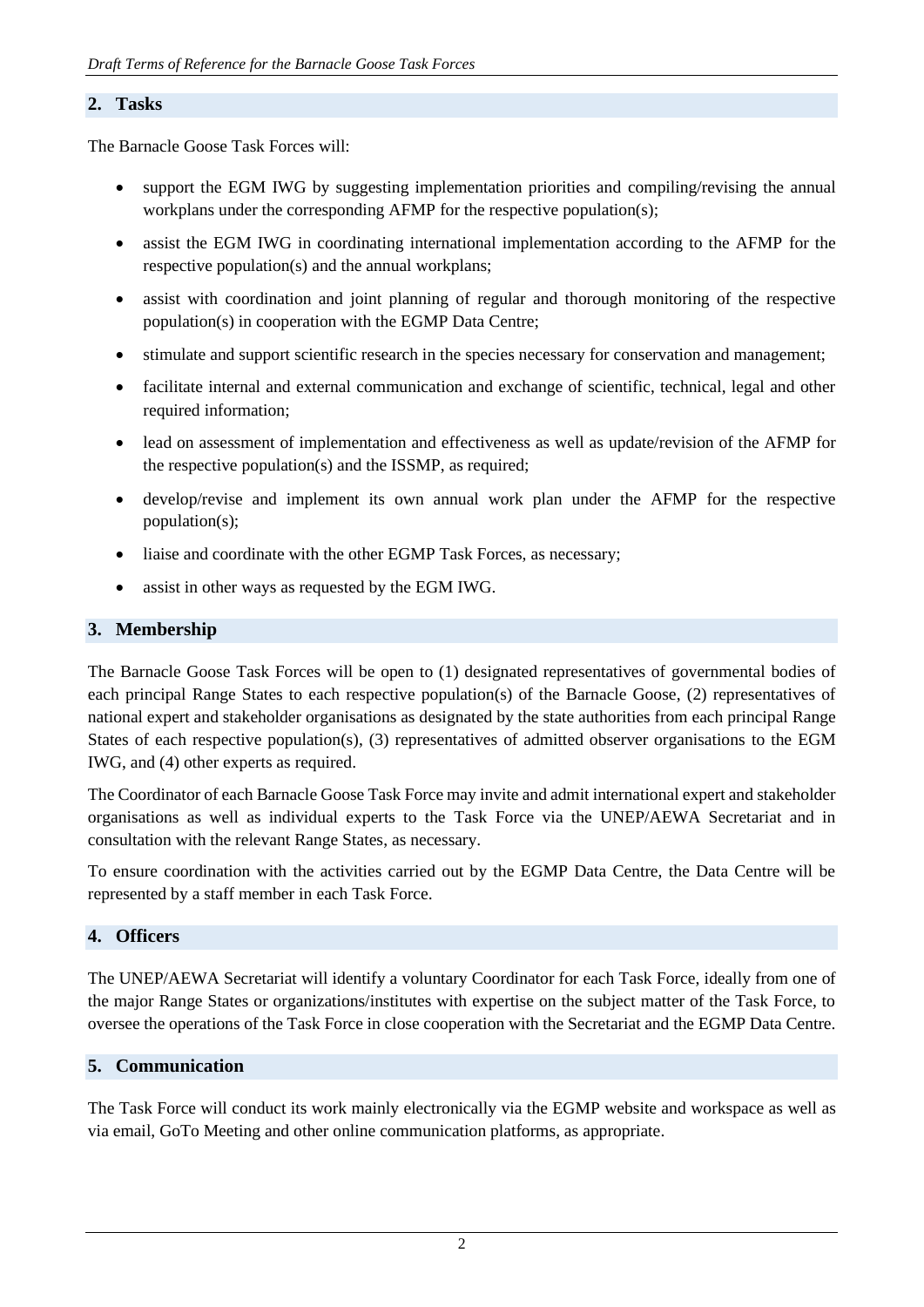## 2. Tasks

The Barnacle Goose Task Forces will:

- support the EGM IWG by suggesting implementation priorities and compiling/revising the annual workplans under the corresponding AFMP for the respective population(s);
- assist the EGM IWG in coordinating international implementation according to the AFMP for the respective population(s) and the annual workplans;
- assist with coordination and joint planning of regular and thorough monitoring of the respective population(s) in cooperation with the EGMP Data Centre;
- stimulate and support scientific research in the species necessary for conservation and management;
- facilitate internal and external communication and exchange of scientific, technical, legal and other required information;
- lead on assessment of implementation and effectiveness as well as update/revision of the AFMP for the respective population(s) and the ISSMP, as required;
- develop/revise and implement its own annual work plan under the AFMP for the respective population(s);
- liaise and coordinate with the other EGMP Task Forces, as necessary;
- assist in other ways as requested by the EGM IWG.

## 3. Membership

The Barnacle Goose Task Forces will be open to (1) designated representatives of governmental bodies of each principal Range States to each respective population(s) of the Barnacle Goose, (2) representatives of national expert and stakeholder organisations as designated by the state authorities from each principal Range States of each respective population(s), (3) representatives of admitted observer organisations to the EGM IWG, and (4) other experts as required.

The Coordinator of each Barnacle Goose Task Force may invite and admit international expert and stakeholder organisations as well as individual experts to the Task Force via the UNEP/AEWA Secretariat and in consultation with the relevant Range States, as necessary.

To ensure coordination with the activities carried out by the EGMP Data Centre, the Data Centre will be represented by a staff member in each Task Force.

## 4. Officers

The UNEP/AEWA Secretariat will identify a voluntary Coordinator for each Task Force, ideally from one of the major Range States or organizations/institutes with expertise on the subject matter of the Task Force, to oversee the operations of the Task Force in close cooperation with the Secretariat and the EGMP Data Centre.

## 5. Communication

The Task Force will conduct its work mainly electronically via the EGMP website and workspace as well as via email, GoTo Meeting and other online communication platforms, as appropriate.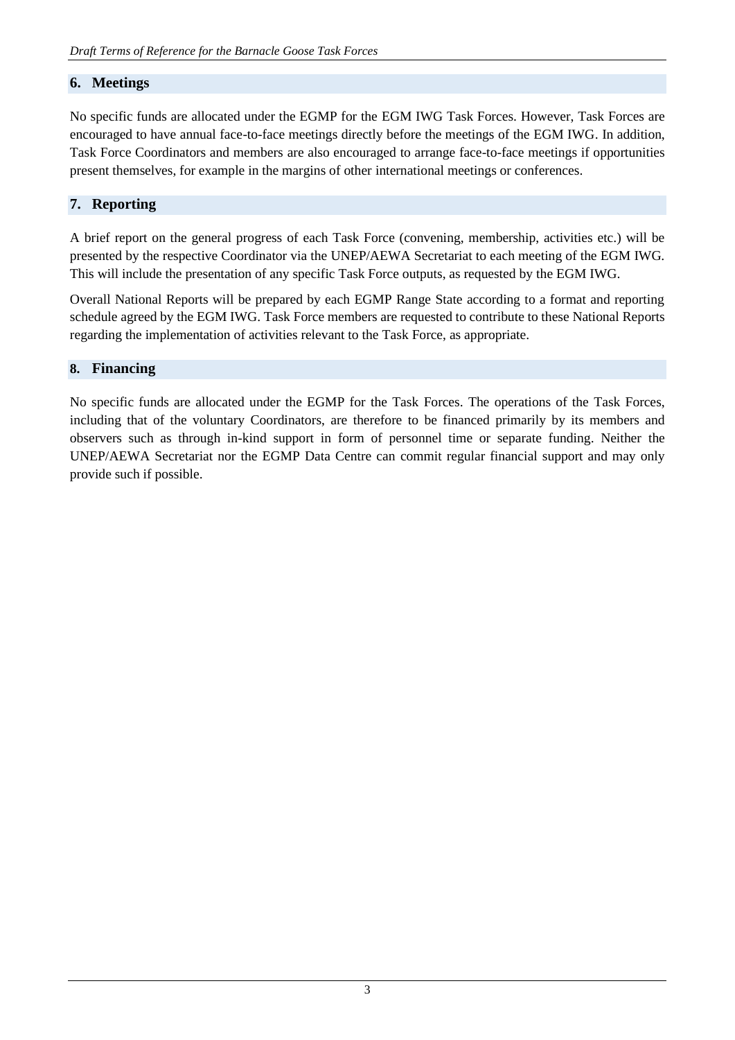## 6. Meetings

No specific funds are allocated under the EGMP for the EGM IWG Task Forces. However, Task Forces are encouraged to have annual face-to-face meetings directly before the meetings of the EGM IWG. In addition, Task Force Coordinators and members are also encouraged to arrange face-to-face meetings if opportunities present themselves, for example in the margins of other international meetings or conferences.

## 7. Reporting

A brief report on the general progress of each Task Force (convening, membership, activities etc.) will be presented by the respective Coordinator via the UNEP/AEWA Secretariat to each meeting of the EGM IWG. This will include the presentation of any specific Task Force outputs, as requested by the EGM IWG.

Overall National Reports will be prepared by each EGMP Range State according to a format and reporting schedule agreed by the EGM IWG. Task Force members are requested to contribute to these National Reports regarding the implementation of activities relevant to the Task Force, as appropriate.

## 8. Financing

No specific funds are allocated under the EGMP for the Task Forces. The operations of the Task Forces, including that of the voluntary Coordinators, are therefore to be financed primarily by its members and observers such as through in-kind support in form of personnel time or separate funding. Neither the UNEP/AEWA Secretariat nor the EGMP Data Centre can commit regular financial support and may only provide such if possible.